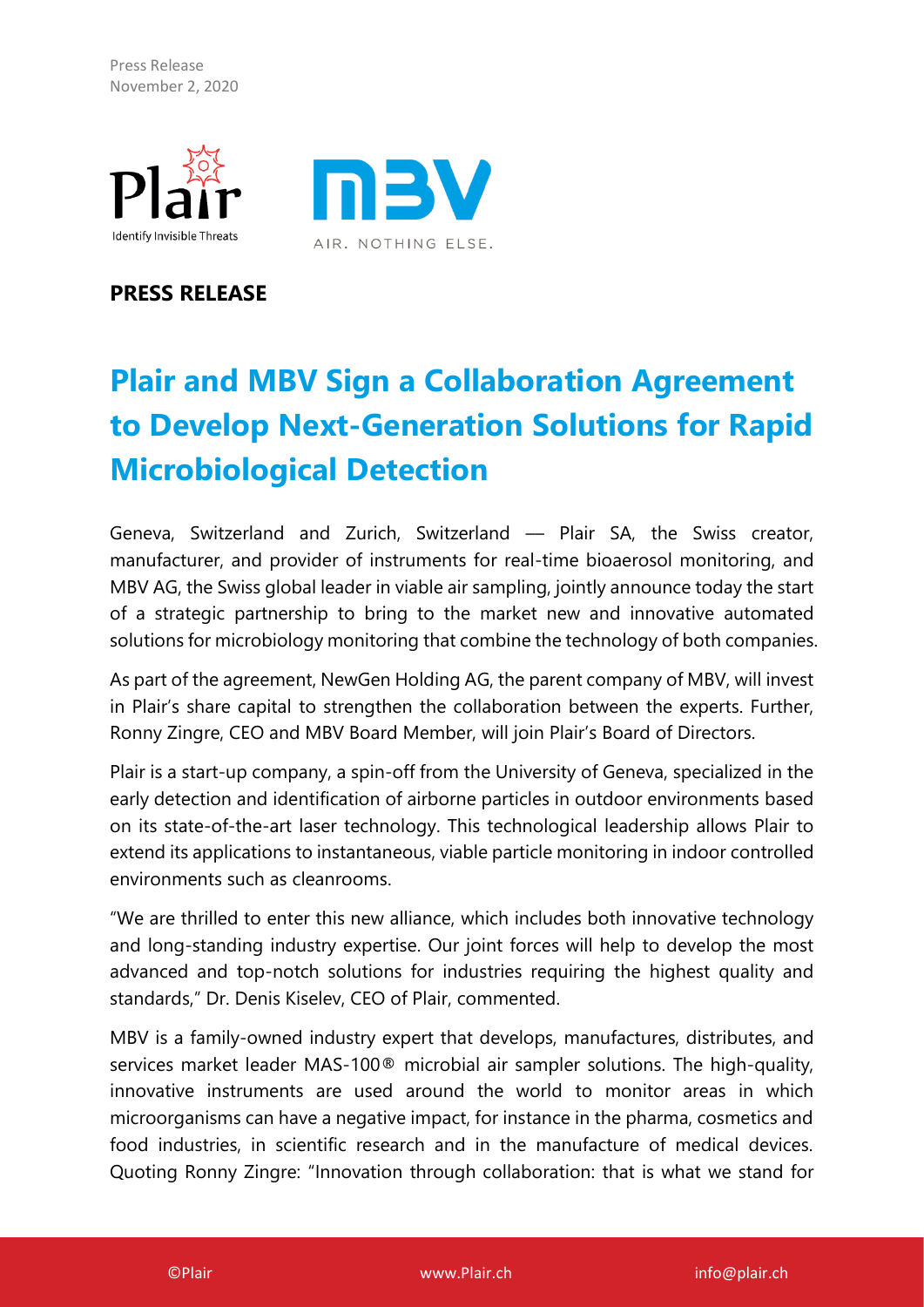Press Release
November 2, 2020

**PRESS RELEASE**

# Plair and MBV Sign a Collaboration Agreement to Develop Next-Generation Solutions for Rapid Microbiological Detection

Geneva, Switzerland and Zurich, Switzerland — Plair SA, the Swiss creator, manufacturer, and provider of instruments for real-time bioaerosol monitoring, and MBV AG, the Swiss global leader in viable air sampling, jointly announce today the start of a strategic partnership to bring to the market new and innovative automated solutions for microbiology monitoring that combine the technology of both companies.

As part of the agreement, NewGen Holding AG, the parent company of MBV, will invest in Plair's share capital to strengthen the collaboration between the experts. Further, Ronny Zingre, CEO and MBV Board Member, will join Plair's Board of Directors.

Plair is a start-up company, a spin-off from the University of Geneva, specialized in the early detection and identification of airborne particles in outdoor environments based on its state-of-the-art laser technology. This technological leadership allows Plair to extend its applications to instantaneous, viable particle monitoring in indoor controlled environments such as cleanrooms.

"We are thrilled to enter this new alliance, which includes both innovative technology and long-standing industry expertise. Our joint forces will help to develop the most advanced and top-notch solutions for industries requiring the highest quality and standards," Dr. Denis Kiselev, CEO of Plair, commented.

MBV is a family-owned industry expert that develops, manufactures, distributes, and services market leader MAS-100® microbial air sampler solutions. The high-quality, innovative instruments are used around the world to monitor areas in which microorganisms can have a negative impact, for instance in the pharma, cosmetics and food industries, in scientific research and in the manufacture of medical devices. Quoting Ronny Zingre: "Innovation through collaboration: that is what we stand for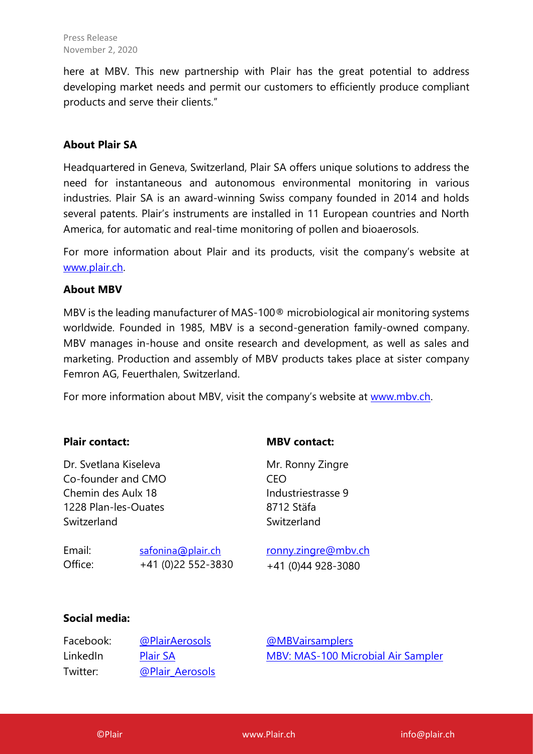here at MBV. This new partnership with Plair has the great potential to address developing market needs and permit our customers to efficiently produce compliant products and serve their clients."

## About Plair SA

Headquartered in Geneva, Switzerland, Plair SA offers unique solutions to address the need for instantaneous and autonomous environmental monitoring in various industries. Plair SA is an award-winning Swiss company founded in 2014 and holds several patents. Plair's instruments are installed in 11 European countries and North America, for automatic and real-time monitoring of pollen and bioaerosols.

For more information about Plair and its products, visit the company's website at www.plair.ch.

## About MBV

MBV is the leading manufacturer of MAS-100® microbiological air monitoring systems worldwide. Founded in 1985, MBV is a second-generation family-owned company. MBV manages in-house and onsite research and development, as well as sales and marketing. Production and assembly of MBV products takes place at sister company Femron AG, Feuerthalen, Switzerland.

For more information about MBV, visit the company's website at www.mbv.ch.

**Plair contact:**

Dr. Svetlana Kiseleva
Co-founder and CMO
Chemin des Aulx 18
1228 Plan-les-Ouates
Switzerland

Email: safonina@plair.ch
Office: +41 (0)22 552-3830

**MBV contact:**

Mr. Ronny Zingre
CEO
Industriestrasse 9
8712 Stäfa
Switzerland

ronny.zingre@mbv.ch
+41 (0)44 928-3080

**Social media:**

| | Plair | MBV |
|---|---|---|
| Facebook: | @PlairAerosols | @MBVairsamplers |
| LinkedIn | Plair SA | MBV: MAS-100 Microbial Air Sampler |
| Twitter: | @Plair_Aerosols | |